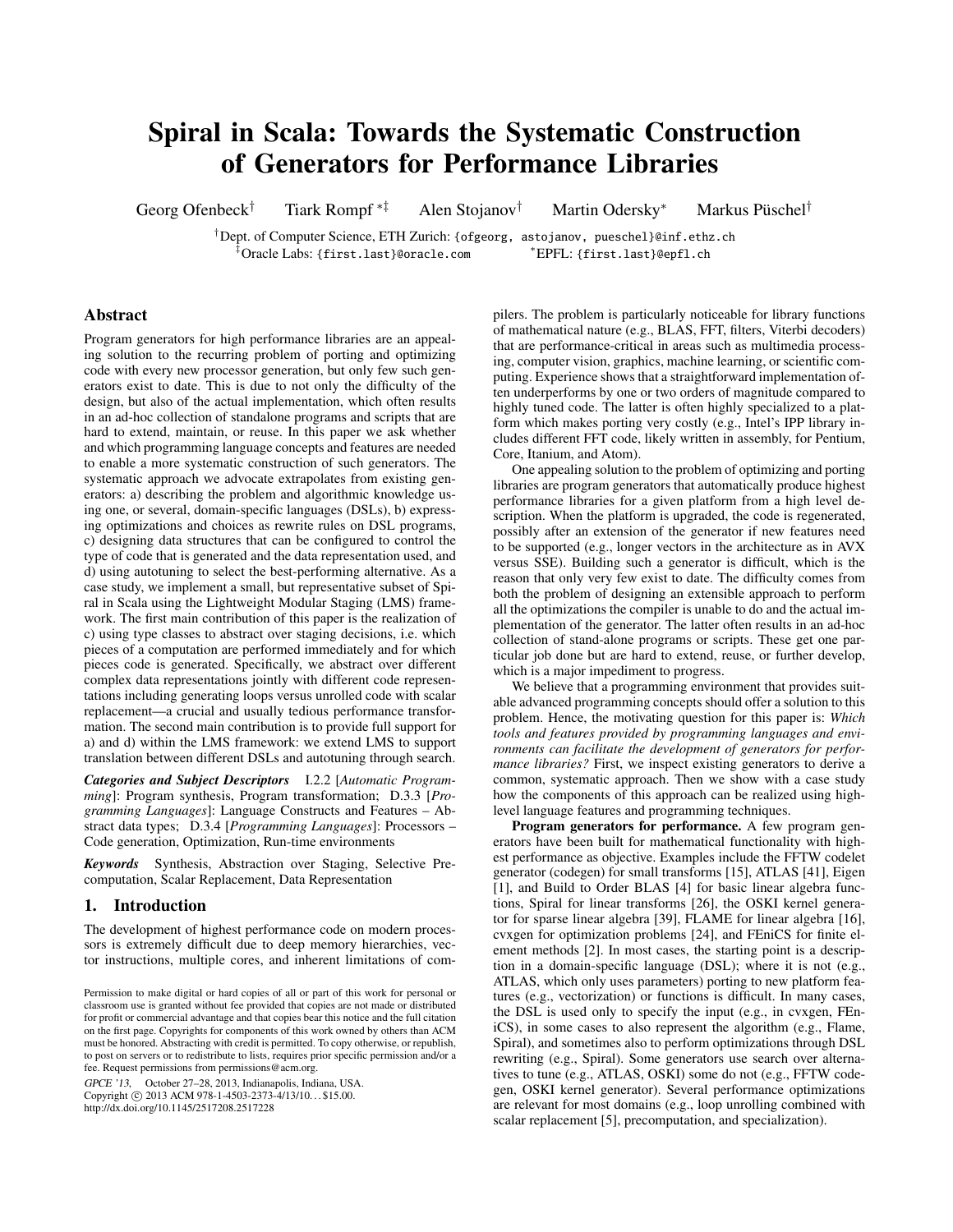# Spiral in Scala: Towards the Systematic Construction of Generators for Performance Libraries

Georg Ofenbeck[†] Tiark Rompf[*‡] Alen Stojanov[†] Martin Odersky[*] Markus Püschel[†]

[†]Dept. of Computer Science, ETH Zurich: {ofgeorg, astojanov, pueschel}@inf.ethz.ch
[‡]Oracle Labs: {first.last}@oracle.com [*]EPFL: {first.last}@epfl.ch

## Abstract

Program generators for high performance libraries are an appealing solution to the recurring problem of porting and optimizing code with every new processor generation, but only few such generators exist to date. This is due to not only the difficulty of the design, but also of the actual implementation, which often results in an ad-hoc collection of standalone programs and scripts that are hard to extend, maintain, or reuse. In this paper we ask whether and which programming language concepts and features are needed to enable a more systematic construction of such generators. The systematic approach we advocate extrapolates from existing generators: a) describing the problem and algorithmic knowledge using one, or several, domain-specific languages (DSLs), b) expressing optimizations and choices as rewrite rules on DSL programs, c) designing data structures that can be configured to control the type of code that is generated and the data representation used, and d) using autotuning to select the best-performing alternative. As a case study, we implement a small, but representative subset of Spiral in Scala using the Lightweight Modular Staging (LMS) framework. The first main contribution of this paper is the realization of c) using type classes to abstract over staging decisions, i.e. which pieces of a computation are performed immediately and for which pieces code is generated. Specifically, we abstract over different complex data representations jointly with different code representations including generating loops versus unrolled code with scalar replacement—a crucial and usually tedious performance transformation. The second main contribution is to provide full support for a) and d) within the LMS framework: we extend LMS to support translation between different DSLs and autotuning through search.

***Categories and Subject Descriptors*** I.2.2 [*Automatic Programming*]: Program synthesis, Program transformation; D.3.3 [*Programming Languages*]: Language Constructs and Features – Abstract data types; D.3.4 [*Programming Languages*]: Processors – Code generation, Optimization, Run-time environments

***Keywords*** Synthesis, Abstraction over Staging, Selective Precomputation, Scalar Replacement, Data Representation

## 1. Introduction

The development of highest performance code on modern processors is extremely difficult due to deep memory hierarchies, vector instructions, multiple cores, and inherent limitations of compilers. The problem is particularly noticeable for library functions of mathematical nature (e.g., BLAS, FFT, filters, Viterbi decoders) that are performance-critical in areas such as multimedia processing, computer vision, graphics, machine learning, or scientific computing. Experience shows that a straightforward implementation often underperforms by one or two orders of magnitude compared to highly tuned code. The latter is often highly specialized to a platform which makes porting very costly (e.g., Intel's IPP library includes different FFT code, likely written in assembly, for Pentium, Core, Itanium, and Atom).

One appealing solution to the problem of optimizing and porting libraries are program generators that automatically produce highest performance libraries for a given platform from a high level description. When the platform is upgraded, the code is regenerated, possibly after an extension of the generator if new features need to be supported (e.g., longer vectors in the architecture as in AVX versus SSE). Building such a generator is difficult, which is the reason that only very few exist to date. The difficulty comes from both the problem of designing an extensible approach to perform all the optimizations the compiler is unable to do and the actual implementation of the generator. The latter often results in an ad-hoc collection of stand-alone programs or scripts. These get one particular job done but are hard to extend, reuse, or further develop, which is a major impediment to progress.

We believe that a programming environment that provides suitable advanced programming concepts should offer a solution to this problem. Hence, the motivating question for this paper is: *Which tools and features provided by programming languages and environments can facilitate the development of generators for performance libraries?* First, we inspect existing generators to derive a common, systematic approach. Then we show with a case study how the components of this approach can be realized using high-level language features and programming techniques.

**Program generators for performance.** A few program generators have been built for mathematical functionality with highest performance as objective. Examples include the FFTW codelet generator (codegen) for small transforms [15], ATLAS [41], Eigen [1], and Build to Order BLAS [4] for basic linear algebra functions, Spiral for linear transforms [26], the OSKI kernel generator for sparse linear algebra [39], FLAME for linear algebra [16], cvxgen for optimization problems [24], and FEniCS for finite element methods [2]. In most cases, the starting point is a description in a domain-specific language (DSL); where it is not (e.g., ATLAS, which only uses parameters) porting to new platform features (e.g., vectorization) or functions is difficult. In many cases, the DSL is used only to specify the input (e.g., in cvxgen, FEniCS), in some cases to also represent the algorithm (e.g., Flame, Spiral), and sometimes also to perform optimizations through DSL rewriting (e.g., Spiral). Some generators use search over alternatives to tune (e.g., ATLAS, OSKI) some do not (e.g., FFTW codegen, OSKI kernel generator). Several performance optimizations are relevant for most domains (e.g., loop unrolling combined with scalar replacement [5], precomputation, and specialization).

Permission to make digital or hard copies of all or part of this work for personal or classroom use is granted without fee provided that copies are not made or distributed for profit or commercial advantage and that copies bear this notice and the full citation on the first page. Copyrights for components of this work owned by others than ACM must be honored. Abstracting with credit is permitted. To copy otherwise, or republish, to post on servers or to redistribute to lists, requires prior specific permission and/or a fee. Request permissions from permissions@acm.org.

*GPCE '13,* October 27–28, 2013, Indianapolis, Indiana, USA.
Copyright © 2013 ACM 978-1-4503-2373-4/13/10... $15.00.
http://dx.doi.org/10.1145/2517208.2517228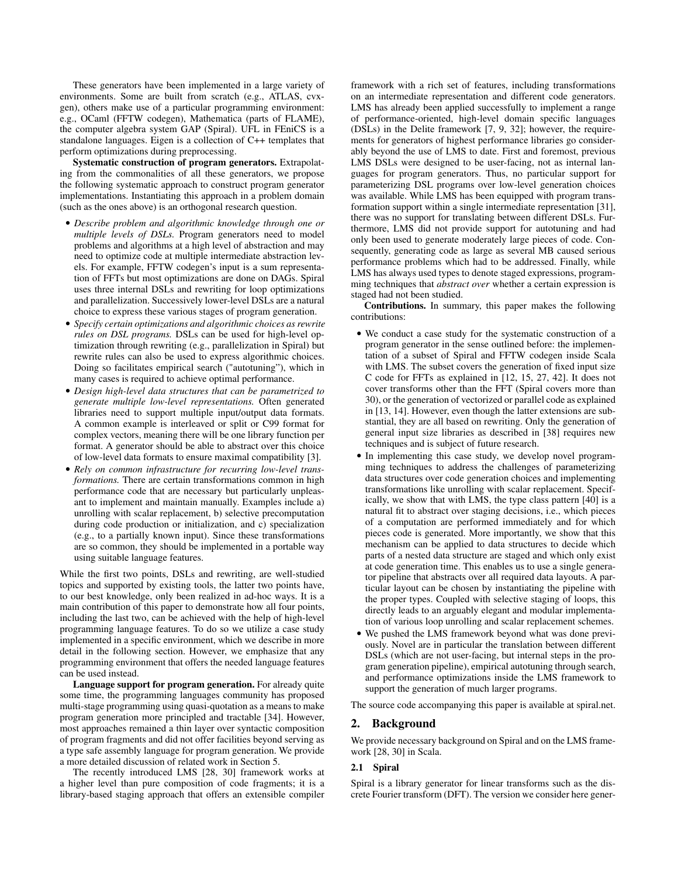These generators have been implemented in a large variety of environments. Some are built from scratch (e.g., ATLAS, cvxgen), others make use of a particular programming environment: e.g., OCaml (FFTW codegen), Mathematica (parts of FLAME), the computer algebra system GAP (Spiral). UFL in FEniCS is a standalone languages. Eigen is a collection of C++ templates that perform optimizations during preprocessing.

**Systematic construction of program generators.** Extrapolating from the commonalities of all these generators, we propose the following systematic approach to construct program generator implementations. Instantiating this approach in a problem domain (such as the ones above) is an orthogonal research question.

- *Describe problem and algorithmic knowledge through one or multiple levels of DSLs.* Program generators need to model problems and algorithms at a high level of abstraction and may need to optimize code at multiple intermediate abstraction levels. For example, FFTW codegen's input is a sum representation of FFTs but most optimizations are done on DAGs. Spiral uses three internal DSLs and rewriting for loop optimizations and parallelization. Successively lower-level DSLs are a natural choice to express these various stages of program generation.
- *Specify certain optimizations and algorithmic choices as rewrite rules on DSL programs.* DSLs can be used for high-level optimization through rewriting (e.g., parallelization in Spiral) but rewrite rules can also be used to express algorithmic choices. Doing so facilitates empirical search ("autotuning"), which in many cases is required to achieve optimal performance.
- *Design high-level data structures that can be parametrized to generate multiple low-level representations.* Often generated libraries need to support multiple input/output data formats. A common example is interleaved or split or C99 format for complex vectors, meaning there will be one library function per format. A generator should be able to abstract over this choice of low-level data formats to ensure maximal compatibility [3].
- *Rely on common infrastructure for recurring low-level transformations.* There are certain transformations common in high performance code that are necessary but particularly unpleasant to implement and maintain manually. Examples include a) unrolling with scalar replacement, b) selective precomputation during code production or initialization, and c) specialization (e.g., to a partially known input). Since these transformations are so common, they should be implemented in a portable way using suitable language features.

While the first two points, DSLs and rewriting, are well-studied topics and supported by existing tools, the latter two points have, to our best knowledge, only been realized in ad-hoc ways. It is a main contribution of this paper to demonstrate how all four points, including the last two, can be achieved with the help of high-level programming language features. To do so we utilize a case study implemented in a specific environment, which we describe in more detail in the following section. However, we emphasize that any programming environment that offers the needed language features can be used instead.

**Language support for program generation.** For already quite some time, the programming languages community has proposed multi-stage programming using quasi-quotation as a means to make program generation more principled and tractable [34]. However, most approaches remained a thin layer over syntactic composition of program fragments and did not offer facilities beyond serving as a type safe assembly language for program generation. We provide a more detailed discussion of related work in Section 5.

The recently introduced LMS [28, 30] framework works at a higher level than pure composition of code fragments; it is a library-based staging approach that offers an extensible compiler framework with a rich set of features, including transformations on an intermediate representation and different code generators. LMS has already been applied successfully to implement a range of performance-oriented, high-level domain specific languages (DSLs) in the Delite framework [7, 9, 32]; however, the requirements for generators of highest performance libraries go considerably beyond the use of LMS to date. First and foremost, previous LMS DSLs were designed to be user-facing, not as internal languages for program generators. Thus, no particular support for parameterizing DSL programs over low-level generation choices was available. While LMS has been equipped with program transformation support within a single intermediate representation [31], there was no support for translating between different DSLs. Furthermore, LMS did not provide support for autotuning and had only been used to generate moderately large pieces of code. Consequently, generating code as large as several MB caused serious performance problems which had to be addressed. Finally, while LMS has always used types to denote staged expressions, programming techniques that *abstract over* whether a certain expression is staged had not been studied.

**Contributions.** In summary, this paper makes the following contributions:

- We conduct a case study for the systematic construction of a program generator in the sense outlined before: the implementation of a subset of Spiral and FFTW codegen inside Scala with LMS. The subset covers the generation of fixed input size C code for FFTs as explained in [12, 15, 27, 42]. It does not cover transforms other than the FFT (Spiral covers more than 30), or the generation of vectorized or parallel code as explained in [13, 14]. However, even though the latter extensions are substantial, they are all based on rewriting. Only the generation of general input size libraries as described in [38] requires new techniques and is subject of future research.
- In implementing this case study, we develop novel programming techniques to address the challenges of parameterizing data structures over code generation choices and implementing transformations like unrolling with scalar replacement. Specifically, we show that with LMS, the type class pattern [40] is a natural fit to abstract over staging decisions, i.e., which pieces of a computation are performed immediately and for which pieces code is generated. More importantly, we show that this mechanism can be applied to data structures to decide which parts of a nested data structure are staged and which only exist at code generation time. This enables us to use a single generator pipeline that abstracts over all required data layouts. A particular layout can be chosen by instantiating the pipeline with the proper types. Coupled with selective staging of loops, this directly leads to an arguably elegant and modular implementation of various loop unrolling and scalar replacement schemes.
- We pushed the LMS framework beyond what was done previously. Novel are in particular the translation between different DSLs (which are not user-facing, but internal steps in the program generation pipeline), empirical autotuning through search, and performance optimizations inside the LMS framework to support the generation of much larger programs.

The source code accompanying this paper is available at spiral.net.

## 2. Background

We provide necessary background on Spiral and on the LMS framework [28, 30] in Scala.

### 2.1 Spiral

Spiral is a library generator for linear transforms such as the discrete Fourier transform (DFT). The version we consider here gener-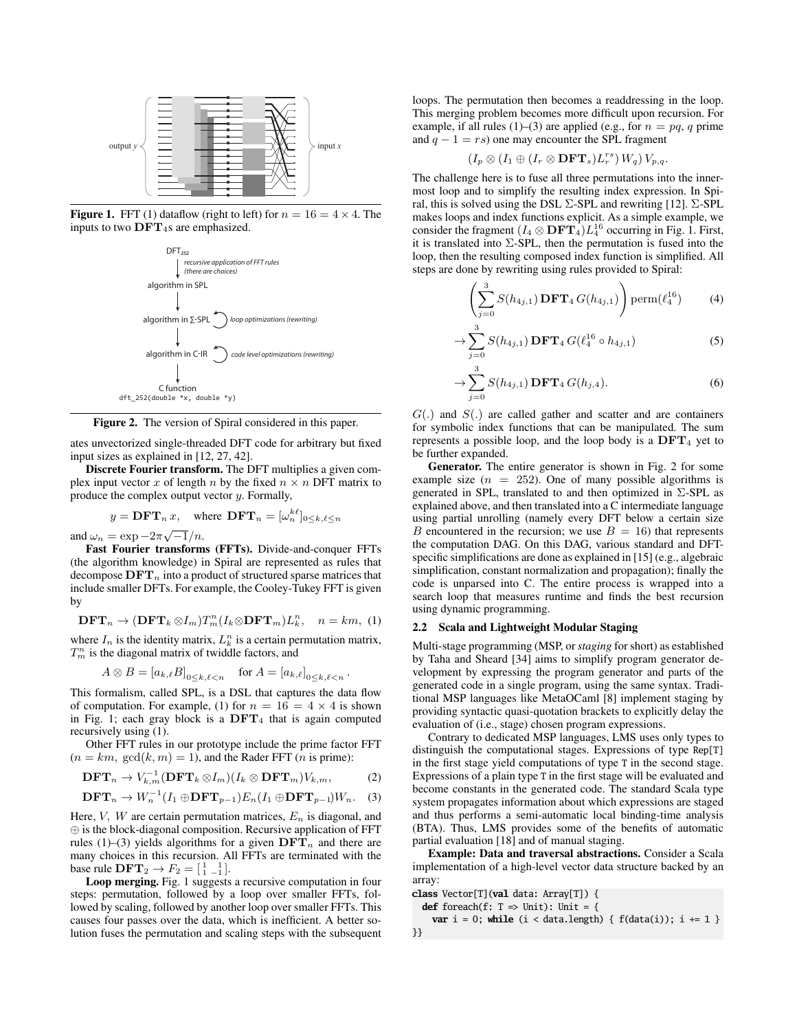Figure 1. FFT (1) dataflow (right to left) for $n = 16 = 4 \times 4$. The inputs to two $\mathbf{DFT}_4$s are emphasized.

Figure 2. The version of Spiral considered in this paper.

ates unvectorized single-threaded DFT code for arbitrary but fixed input sizes as explained in [12, 27, 42].

**Discrete Fourier transform.** The DFT multiplies a given complex input vector $x$ of length $n$ by the fixed $n \times n$ DFT matrix to produce the complex output vector $y$. Formally,

$$y = \mathbf{DFT}_n \, x, \quad \text{where } \mathbf{DFT}_n = [\omega_n^{k\ell}]_{0 \le k, \ell \le n}$$

and $\omega_n = \exp -2\pi\sqrt{-1}/n$.

**Fast Fourier transforms (FFTs).** Divide-and-conquer FFTs (the algorithm knowledge) in Spiral are represented as rules that decompose $\mathbf{DFT}_n$ into a product of structured sparse matrices that include smaller DFTs. For example, the Cooley-Tukey FFT is given by

$$\mathbf{DFT}_n \rightarrow (\mathbf{DFT}_k \otimes I_m) T_m^n (I_k \otimes \mathbf{DFT}_m) L_k^n, \quad n = km, \tag{1}$$

where $I_n$ is the identity matrix, $L_k^n$ is a certain permutation matrix, $T_m^n$ is the diagonal matrix of twiddle factors, and

$$A \otimes B = [a_{k,\ell} B]_{0 \le k, \ell < n} \quad \text{for } A = [a_{k,\ell}]_{0 \le k, \ell < n} \, .$$

This formalism, called SPL, is a DSL that captures the data flow of computation. For example, (1) for $n = 16 = 4 \times 4$ is shown in Fig. 1; each gray block is a $\mathbf{DFT}_4$ that is again computed recursively using (1).

Other FFT rules in our prototype include the prime factor FFT ($n = km$, $\gcd(k, m) = 1$), and the Rader FFT ($n$ is prime):

$$\mathbf{DFT}_n \rightarrow V_{k,m}^{-1} (\mathbf{DFT}_k \otimes I_m)(I_k \otimes \mathbf{DFT}_m) V_{k,m}, \tag{2}$$

$$\mathbf{DFT}_n \rightarrow W_n^{-1} (I_1 \oplus \mathbf{DFT}_{p-1}) E_n (I_1 \oplus \mathbf{DFT}_{p-1}) W_n. \tag{3}$$

Here, $V$, $W$ are certain permutation matrices, $E_n$ is diagonal, and $\oplus$ is the block-diagonal composition. Recursive application of FFT rules (1)–(3) yields algorithms for a given $\mathbf{DFT}_n$ and there are many choices in this recursion. All FFTs are terminated with the base rule $\mathbf{DFT}_2 \rightarrow F_2 = \left[\begin{smallmatrix} 1 & 1 \\ 1 & -1 \end{smallmatrix}\right]$.

**Loop merging.** Fig. 1 suggests a recursive computation in four steps: permutation, followed by a loop over smaller FFTs, followed by scaling, followed by another loop over smaller FFTs. This causes four passes over the data, which is inefficient. A better solution fuses the permutation and scaling steps with the subsequent loops. The permutation then becomes a readdressing in the loop. This merging problem becomes more difficult upon recursion. For example, if all rules (1)–(3) are applied (e.g., for $n = pq$, $q$ prime and $q - 1 = rs$) one may encounter the SPL fragment

$$(I_p \otimes (I_1 \oplus (I_r \otimes \mathbf{DFT}_s) L_r^{rs}) \, W_q) \, V_{p,q}.$$

The challenge here is to fuse all three permutations into the innermost loop and to simplify the resulting index expression. In Spiral, this is solved using the DSL $\Sigma$-SPL and rewriting [12]. $\Sigma$-SPL makes loops and index functions explicit. As a simple example, we consider the fragment $(I_4 \otimes \mathbf{DFT}_4) L_4^{16}$ occurring in Fig. 1. First, it is translated into $\Sigma$-SPL, then the permutation is fused into the loop, then the resulting composed index function is simplified. All steps are done by rewriting using rules provided to Spiral:

$$\left( \sum_{j=0}^{3} S(h_{4j,1}) \, \mathbf{DFT}_4 \, G(h_{4j,1}) \right) \mathrm{perm}(\ell_4^{16}) \tag{4}$$

$$\rightarrow \sum_{j=0}^{3} S(h_{4j,1}) \, \mathbf{DFT}_4 \, G(\ell_4^{16} \circ h_{4j,1}) \tag{5}$$

$$\rightarrow \sum_{j=0}^{3} S(h_{4j,1}) \, \mathbf{DFT}_4 \, G(h_{j,4}). \tag{6}$$

$G(.)$ and $S(.)$ are called gather and scatter and are containers for symbolic index functions that can be manipulated. The sum represents a possible loop, and the loop body is a $\mathbf{DFT}_4$ yet to be further expanded.

**Generator.** The entire generator is shown in Fig. 2 for some example size ($n = 252$). One of many possible algorithms is generated in SPL, translated to and then optimized in $\Sigma$-SPL as explained above, and then translated into a C intermediate language using partial unrolling (namely every DFT below a certain size $B$ encountered in the recursion; we use $B = 16$) that represents the computation DAG. On this DAG, various standard and DFT-specific simplifications are done as explained in [15] (e.g., algebraic simplification, constant normalization and propagation); finally the code is unparsed into C. The entire process is wrapped into a search loop that measures runtime and finds the best recursion using dynamic programming.

### 2.2 Scala and Lightweight Modular Staging

Multi-stage programming (MSP, or *staging* for short) as established by Taha and Sheard [34] aims to simplify program generator development by expressing the program generator and parts of the generated code in a single program, using the same syntax. Traditional MSP languages like MetaOCaml [8] implement staging by providing syntactic quasi-quotation brackets to explicitly delay the evaluation of (i.e., stage) chosen program expressions.

Contrary to dedicated MSP languages, LMS uses only types to distinguish the computational stages. Expressions of type `Rep[T]` in the first stage yield computations of type `T` in the second stage. Expressions of a plain type `T` in the first stage will be evaluated and become constants in the generated code. The standard Scala type system propagates information about which expressions are staged and thus performs a semi-automatic local binding-time analysis (BTA). Thus, LMS provides some of the benefits of automatic partial evaluation [18] and of manual staging.

**Example: Data and traversal abstractions.** Consider a Scala implementation of a high-level vector data structure backed by an array:

```
class Vector[T](val data: Array[T]) {
  def foreach(f: T => Unit): Unit = {
    var i = 0; while (i < data.length) { f(data(i)); i += 1 }
}}
```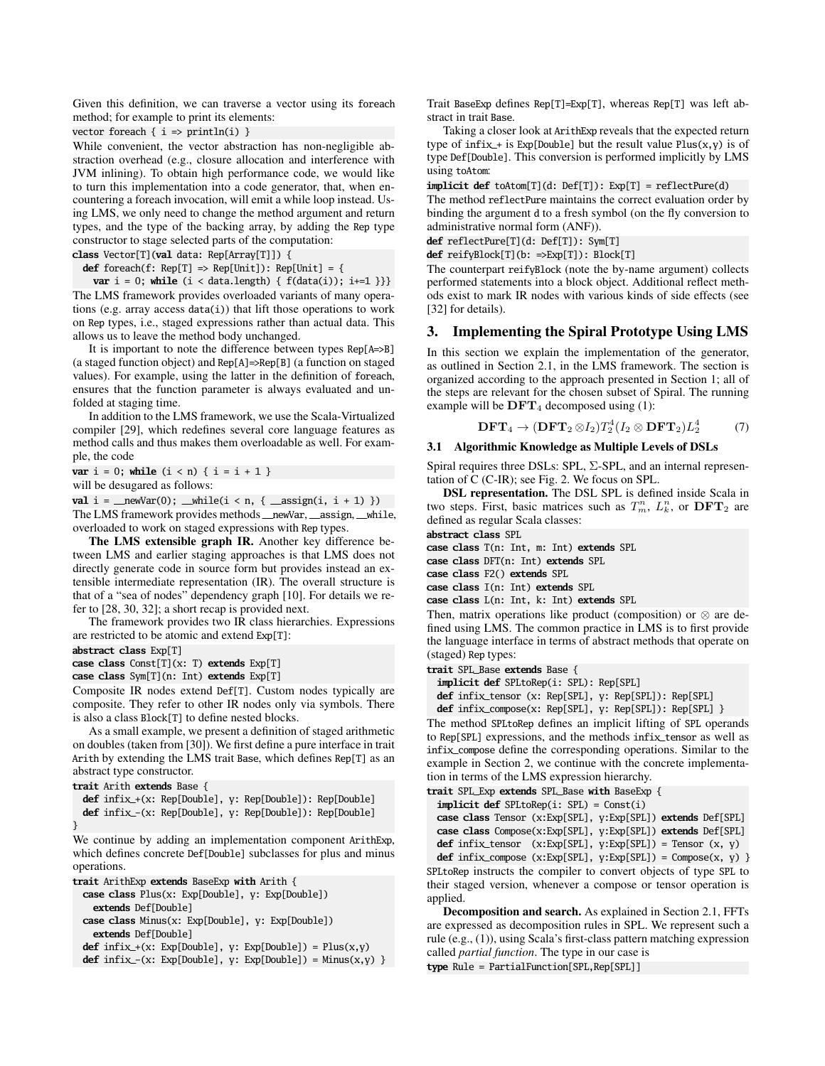Given this definition, we can traverse a vector using its foreach method; for example to print its elements:

```
vector foreach { i => println(i) }
```

While convenient, the vector abstraction has non-negligible abstraction overhead (e.g., closure allocation and interference with JVM inlining). To obtain high performance code, we would like to turn this implementation into a code generator, that, when encountering a foreach invocation, will emit a while loop instead. Using LMS, we only need to change the method argument and return types, and the type of the backing array, by adding the Rep type constructor to stage selected parts of the computation:

```
class Vector[T](val data: Rep[Array[T]]) {
  def foreach(f: Rep[T] => Rep[Unit]): Rep[Unit] = {
    var i = 0; while (i < data.length) { f(data(i)); i+=1 }}}
```

The LMS framework provides overloaded variants of many operations (e.g. array access data(i)) that lift those operations to work on Rep types, i.e., staged expressions rather than actual data. This allows us to leave the method body unchanged.

It is important to note the difference between types Rep[A=>B] (a staged function object) and Rep[A]=>Rep[B] (a function on staged values). For example, using the latter in the definition of foreach, ensures that the function parameter is always evaluated and unfolded at staging time.

In addition to the LMS framework, we use the Scala-Virtualized compiler [29], which redefines several core language features as method calls and thus makes them overloadable as well. For example, the code

```
var i = 0; while (i < n) { i = i + 1 }
```

will be desugared as follows:

```
val i = __newVar(0); __while(i < n, { __assign(i, i + 1) })
```

The LMS framework provides methods __newVar, __assign, __while, overloaded to work on staged expressions with Rep types.

**The LMS extensible graph IR.** Another key difference between LMS and earlier staging approaches is that LMS does not directly generate code in source form but provides instead an extensible intermediate representation (IR). The overall structure is that of a "sea of nodes" dependency graph [10]. For details we refer to [28, 30, 32]; a short recap is provided next.

The framework provides two IR class hierarchies. Expressions are restricted to be atomic and extend Exp[T]:

```
abstract class Exp[T]
case class Const[T](x: T) extends Exp[T]
case class Sym[T](n: Int) extends Exp[T]
```

Composite IR nodes extend Def[T]. Custom nodes typically are composite. They refer to other IR nodes only via symbols. There is also a class Block[T] to define nested blocks.

As a small example, we present a definition of staged arithmetic on doubles (taken from [30]). We first define a pure interface in trait Arith by extending the LMS trait Base, which defines Rep[T] as an abstract type constructor.

```
trait Arith extends Base {
  def infix_+(x: Rep[Double], y: Rep[Double]): Rep[Double]
  def infix_-(x: Rep[Double], y: Rep[Double]): Rep[Double]
}
```

We continue by adding an implementation component ArithExp, which defines concrete Def[Double] subclasses for plus and minus operations.

```
trait ArithExp extends BaseExp with Arith {
  case class Plus(x: Exp[Double], y: Exp[Double])
    extends Def[Double]
  case class Minus(x: Exp[Double], y: Exp[Double])
    extends Def[Double]
  def infix_+(x: Exp[Double], y: Exp[Double]) = Plus(x,y)
  def infix_-(x: Exp[Double], y: Exp[Double]) = Minus(x,y) }
```

Trait BaseExp defines Rep[T]=Exp[T], whereas Rep[T] was left abstract in trait Base.

Taking a closer look at ArithExp reveals that the expected return type of infix_+ is Exp[Double] but the result value Plus(x,y) is of type Def[Double]. This conversion is performed implicitly by LMS using toAtom:

```
implicit def toAtom[T](d: Def[T]): Exp[T] = reflectPure(d)
```

The method reflectPure maintains the correct evaluation order by binding the argument d to a fresh symbol (on the fly conversion to administrative normal form (ANF)).

```
def reflectPure[T](d: Def[T]): Sym[T]
def reifyBlock[T](b: =>Exp[T]): Block[T]
```

The counterpart reifyBlock (note the by-name argument) collects performed statements into a block object. Additional reflect methods exist to mark IR nodes with various kinds of side effects (see [32] for details).

## 3. Implementing the Spiral Prototype Using LMS

In this section we explain the implementation of the generator, as outlined in Section 2.1, in the LMS framework. The section is organized according to the approach presented in Section 1; all of the steps are relevant for the chosen subset of Spiral. The running example will be $\mathbf{DFT}_4$ decomposed using (1):

$$\mathbf{DFT}_4 \rightarrow (\mathbf{DFT}_2 \otimes I_2) T_2^4 (I_2 \otimes \mathbf{DFT}_2) L_2^4 \tag{7}$$

### 3.1 Algorithmic Knowledge as Multiple Levels of DSLs

Spiral requires three DSLs: SPL, Σ-SPL, and an internal representation of C (C-IR); see Fig. 2. We focus on SPL.

**DSL representation.** The DSL SPL is defined inside Scala in two steps. First, basic matrices such as $T_m^n$, $L_k^n$, or $\mathbf{DFT}_2$ are defined as regular Scala classes:

```
abstract class SPL
case class T(n: Int, m: Int) extends SPL
case class DFT(n: Int) extends SPL
case class F2() extends SPL
case class I(n: Int) extends SPL
case class L(n: Int, k: Int) extends SPL
```

Then, matrix operations like product (composition) or ⊗ are defined using LMS. The common practice in LMS is to first provide the language interface in terms of abstract methods that operate on (staged) Rep types:

```
trait SPL_Base extends Base {
  implicit def SPLtoRep(i: SPL): Rep[SPL]
  def infix_tensor (x: Rep[SPL], y: Rep[SPL]): Rep[SPL]
  def infix_compose(x: Rep[SPL], y: Rep[SPL]): Rep[SPL] }
```

The method SPLtoRep defines an implicit lifting of SPL operands to Rep[SPL] expressions, and the methods infix_tensor as well as infix_compose define the corresponding operations. Similar to the example in Section 2, we continue with the concrete implementation in terms of the LMS expression hierarchy.

```
trait SPL_Exp extends SPL_Base with BaseExp {
  implicit def SPLtoRep(i: SPL) = Const(i)
  case class Tensor (x:Exp[SPL], y:Exp[SPL]) extends Def[SPL]
  case class Compose(x:Exp[SPL], y:Exp[SPL]) extends Def[SPL]
  def infix_tensor  (x:Exp[SPL], y:Exp[SPL]) = Tensor (x, y)
  def infix_compose (x:Exp[SPL], y:Exp[SPL]) = Compose(x, y) }
```

SPLtoRep instructs the compiler to convert objects of type SPL to their staged version, whenever a compose or tensor operation is applied.

**Decomposition and search.** As explained in Section 2.1, FFTs are expressed as decomposition rules in SPL. We represent such a rule (e.g., (1)), using Scala's first-class pattern matching expression called *partial function*. The type in our case is

```
type Rule = PartialFunction[SPL,Rep[SPL]]
```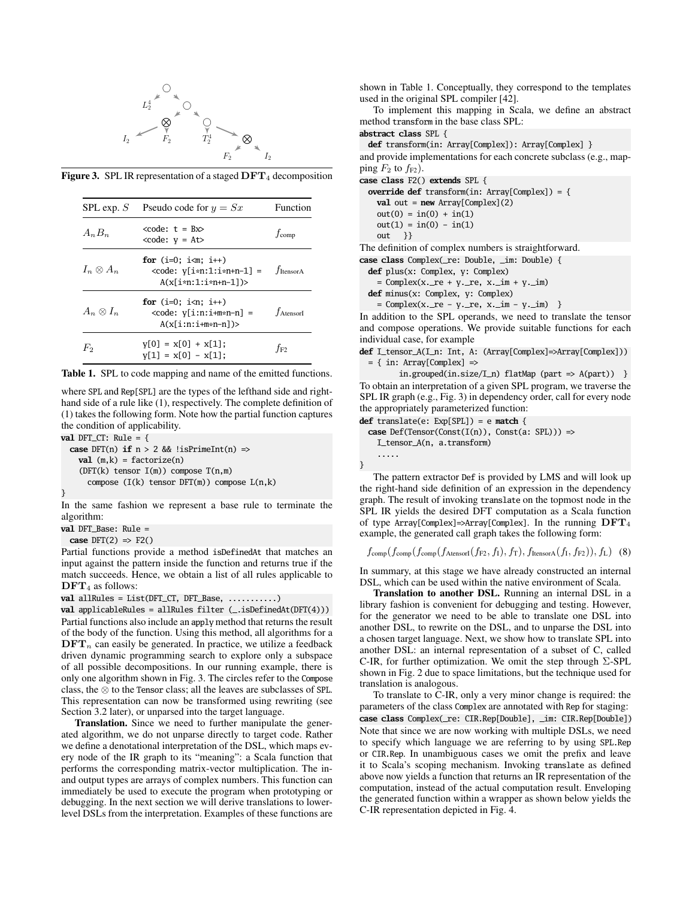**Figure 3.** SPL IR representation of a staged $\mathbf{DFT}_4$ decomposition

| SPL exp. $S$ | Pseudo code for $y = Sx$ | Function |
|---|---|---|
| $A_n B_n$ | `<code: t = Bx>` `<code: y = At>` | $f_{\text{comp}}$ |
| $I_n \otimes A_n$ | `for (i=0; i<m; i++)` `<code: y[i*n:1:i*n+n-1] = A(x[i*n:1:i*n+n-1])>` | $f_{\text{ItensorA}}$ |
| $A_n \otimes I_n$ | `for (i=0; i<n; i++)` `<code: y[i:n:i+m*n-n] = A(x[i:n:i+m*n-n])>` | $f_{\text{AtensorI}}$ |
| $F_2$ | `y[0] = x[0] + x[1];` `y[1] = x[0] - x[1];` | $f_{\text{F2}}$ |

**Table 1.** SPL to code mapping and name of the emitted functions.

where SPL and Rep[SPL] are the types of the lefthand side and right-hand side of a rule like (1), respectively. The complete definition of (1) takes the following form. Note how the partial function captures the condition of applicability.

```
val DFT_CT: Rule = {
  case DFT(n) if n > 2 && !isPrimeInt(n) =>
    val (m,k) = factorize(n)
    (DFT(k) tensor I(m)) compose T(n,m)
      compose (I(k) tensor DFT(m)) compose L(n,k)
}
```

In the same fashion we represent a base rule to terminate the algorithm:

```
val DFT_Base: Rule =
  case DFT(2) => F2()
```

Partial functions provide a method isDefinedAt that matches an input against the pattern inside the function and returns true if the match succeeds. Hence, we obtain a list of all rules applicable to $\mathbf{DFT}_4$ as follows:

```
val allRules = List(DFT_CT, DFT_Base, ...........)
val applicableRules = allRules filter (_.isDefinedAt(DFT(4)))
```

Partial functions also include an apply method that returns the result of the body of the function. Using this method, all algorithms for a $\mathbf{DFT}_n$ can easily be generated. In practice, we utilize a feedback driven dynamic programming search to explore only a subspace of all possible decompositions. In our running example, there is only one algorithm shown in Fig. 3. The circles refer to the Compose class, the $\otimes$ to the Tensor class; all the leaves are subclasses of SPL. This representation can now be transformed using rewriting (see Section 3.2 later), or unparsed into the target language.

**Translation.** Since we need to further manipulate the generated algorithm, we do not unparse directly to target code. Rather we define a denotational interpretation of the DSL, which maps every node of the IR graph to its "meaning": a Scala function that performs the corresponding matrix-vector multiplication. The in- and output types are arrays of complex numbers. This function can immediately be used to execute the program when prototyping or debugging. In the next section we will derive translations to lower-level DSLs from the interpretation. Examples of these functions are shown in Table 1. Conceptually, they correspond to the templates used in the original SPL compiler [42].

To implement this mapping in Scala, we define an abstract method transform in the base class SPL:

```
abstract class SPL {
  def transform(in: Array[Complex]): Array[Complex] }
```

and provide implementations for each concrete subclass (e.g., mapping $F_2$ to $f_{\text{F2}}$).

```
case class F2() extends SPL {
  override def transform(in: Array[Complex]) = {
    val out = new Array[Complex](2)
    out(0) = in(0) + in(1)
    out(1) = in(0) - in(1)
    out   }}
```

The definition of complex numbers is straightforward.

```
case class Complex(_re: Double, _im: Double) {
  def plus(x: Complex, y: Complex)
    = Complex(x._re + y._re, x._im + y._im)
  def minus(x: Complex, y: Complex)
    = Complex(x._re - y._re, x._im - y._im)  }
```

In addition to the SPL operands, we need to translate the tensor and compose operations. We provide suitable functions for each individual case, for example

```
def I_tensor_A(I_n: Int, A: (Array[Complex]=>Array[Complex]))
  = { in: Array[Complex] =>
        in.grouped(in.size/I_n) flatMap (part => A(part))  }
```

To obtain an interpretation of a given SPL program, we traverse the SPL IR graph (e.g., Fig. 3) in dependency order, call for every node the appropriately parameterized function:

```
def translate(e: Exp[SPL]) = e match {
  case Def(Tensor(Const(I(n)), Const(a: SPL))) =>
    I_tensor_A(n, a.transform)
    .....
}
```

The pattern extractor Def is provided by LMS and will look up the right-hand side definition of an expression in the dependency graph. The result of invoking translate on the topmost node in the SPL IR yields the desired DFT computation as a Scala function of type Array[Complex]=>Array[Complex]. In the running $\mathbf{DFT}_4$ example, the generated call graph takes the following form:

$$f_{\text{comp}}(f_{\text{comp}}(f_{\text{comp}}(f_{\text{AtensorI}}(f_{\text{F2}}, f_{\text{I}}), f_{\text{T}}), f_{\text{ItensorA}}(f_{\text{I}}, f_{\text{F2}})), f_{\text{L}}) \quad (8)$$

In summary, at this stage we have already constructed an internal DSL, which can be used within the native environment of Scala.

**Translation to another DSL.** Running an internal DSL in a library fashion is convenient for debugging and testing. However, for the generator we need to be able to translate one DSL into another DSL, to rewrite on the DSL, and to unparse the DSL into a chosen target language. Next, we show how to translate SPL into another DSL: an internal representation of a subset of C, called C-IR, for further optimization. We omit the step through $\Sigma$-SPL shown in Fig. 2 due to space limitations, but the technique used for translation is analogous.

To translate to C-IR, only a very minor change is required: the parameters of the class Complex are annotated with Rep for staging:

```
case class Complex(_re: CIR.Rep[Double], _im: CIR.Rep[Double])
```

Note that since we are now working with multiple DSLs, we need to specify which language we are referring to by using SPL.Rep or CIR.Rep. In unambiguous cases we omit the prefix and leave it to Scala's scoping mechanism. Invoking translate as defined above now yields a function that returns an IR representation of the computation, instead of the actual computation result. Enveloping the generated function within a wrapper as shown below yields the C-IR representation depicted in Fig. 4.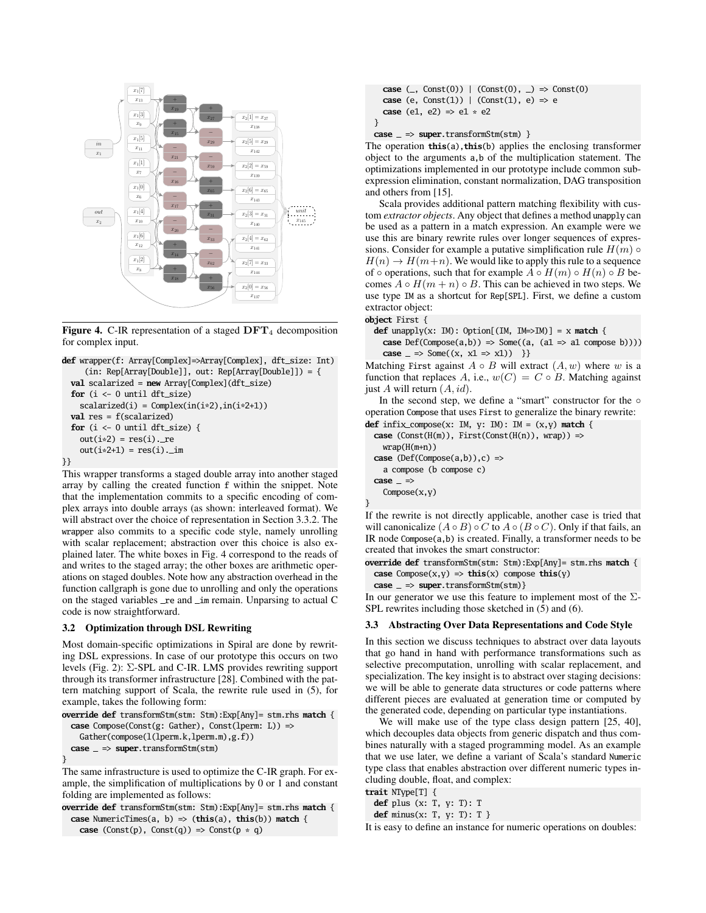Figure 4. C-IR representation of a staged $\mathbf{DFT}_4$ decomposition for complex input.

```
def wrapper(f: Array[Complex]=>Array[Complex], dft_size: Int)
    (in: Rep[Array[Double]], out: Rep[Array[Double]]) = {
  val scalarized = new Array[Complex](dft_size)
  for (i <- 0 until dft_size)
    scalarized(i) = Complex(in(i*2),in(i*2+1))
  val res = f(scalarized)
  for (i <- 0 until dft_size) {
    out(i*2) = res(i)._re
    out(i*2+1) = res(i)._im
}}
```

This wrapper transforms a staged double array into another staged array by calling the created function f within the snippet. Note that the implementation commits to a specific encoding of complex arrays into double arrays (as shown: interleaved format). We will abstract over the choice of representation in Section 3.3.2. The wrapper also commits to a specific code style, namely unrolling with scalar replacement; abstraction over this choice is also explained later. The white boxes in Fig. 4 correspond to the reads of and writes to the staged array; the other boxes are arithmetic operations on staged doubles. Note how any abstraction overhead in the function callgraph is gone due to unrolling and only the operations on the staged variables _re and _im remain. Unparsing to actual C code is now straightforward.

### 3.2 Optimization through DSL Rewriting

Most domain-specific optimizations in Spiral are done by rewriting DSL expressions. In case of our prototype this occurs on two levels (Fig. 2): Σ-SPL and C-IR. LMS provides rewriting support through its transformer infrastructure [28]. Combined with the pattern matching support of Scala, the rewrite rule used in (5), for example, takes the following form:

```
override def transformStm(stm: Stm):Exp[Any]= stm.rhs match {
  case Compose(Const(g: Gather), Const(lperm: L)) =>
    Gather(compose(l(lperm.k,lperm.m),g.f))
  case _ => super.transformStm(stm)
}
```

The same infrastructure is used to optimize the C-IR graph. For example, the simplification of multiplications by 0 or 1 and constant folding are implemented as follows:

```
override def transformStm(stm: Stm):Exp[Any]= stm.rhs match {
  case NumericTimes(a, b) => (this(a), this(b)) match {
    case (Const(p), Const(q)) => Const(p * q)
    case (_, Const(0)) | (Const(0), _) => Const(0)
    case (e, Const(1)) | (Const(1), e) => e
    case (e1, e2) => e1 * e2
  }
  case _ => super.transformStm(stm) }
```

The operation this(a),this(b) applies the enclosing transformer object to the arguments a,b of the multiplication statement. The optimizations implemented in our prototype include common subexpression elimination, constant normalization, DAG transposition and others from [15].

Scala provides additional pattern matching flexibility with custom *extractor objects*. Any object that defines a method unapply can be used as a pattern in a match expression. An example were we use this are binary rewrite rules over longer sequences of expressions. Consider for example a putative simplification rule $H(m) \circ H(n) \rightarrow H(m+n)$. We would like to apply this rule to a sequence of $\circ$ operations, such that for example $A \circ H(m) \circ H(n) \circ B$ becomes $A \circ H(m+n) \circ B$. This can be achieved in two steps. We use type IM as a shortcut for Rep[SPL]. First, we define a custom extractor object:

```
object First {
  def unapply(x: IM): Option[(IM, IM=>IM)] = x match {
    case Def(Compose(a,b)) => Some((a, (a1 => a1 compose b))))
    case _ => Some((x, x1 => x1))  }}
```

Matching First against $A \circ B$ will extract $(A, w)$ where $w$ is a function that replaces $A$, i.e., $w(C) = C \circ B$. Matching against just $A$ will return $(A, id)$.

In the second step, we define a "smart" constructor for the $\circ$ operation Compose that uses First to generalize the binary rewrite:

```
def infix_compose(x: IM, y: IM): IM = (x,y) match {
  case (Const(H(m)), First(Const(H(n)), wrap)) =>
    wrap(H(m+n))
  case (Def(Compose(a,b)),c) =>
    a compose (b compose c)
  case _ =>
    Compose(x,y)
}
```

If the rewrite is not directly applicable, another case is tried that will canonicalize $(A \circ B) \circ C$ to $A \circ (B \circ C)$. Only if that fails, an IR node Compose(a,b) is created. Finally, a transformer needs to be created that invokes the smart constructor:

```
override def transformStm(stm: Stm):Exp[Any]= stm.rhs match {
  case Compose(x,y) => this(x) compose this(y)
  case _ => super.transformStm(stm)}
```

In our generator we use this feature to implement most of the Σ-SPL rewrites including those sketched in (5) and (6).

### 3.3 Abstracting Over Data Representations and Code Style

In this section we discuss techniques to abstract over data layouts that go hand in hand with performance transformations such as selective precomputation, unrolling with scalar replacement, and specialization. The key insight is to abstract over staging decisions: we will be able to generate data structures or code patterns where different pieces are evaluated at generation time or computed by the generated code, depending on particular type instantiations.

We will make use of the type class design pattern [25, 40], which decouples data objects from generic dispatch and thus combines naturally with a staged programming model. As an example that we use later, we define a variant of Scala's standard Numeric type class that enables abstraction over different numeric types including double, float, and complex:

```
trait NType[T] {
  def plus (x: T, y: T): T
  def minus(x: T, y: T): T }
```

It is easy to define an instance for numeric operations on doubles: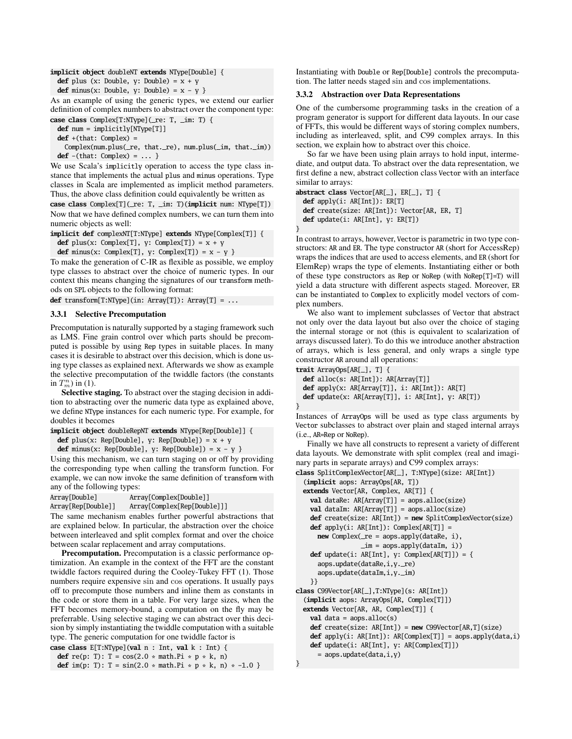```
implicit object doubleNT extends NType[Double] {
  def plus (x: Double, y: Double) = x + y
  def minus(x: Double, y: Double) = x - y }
```

As an example of using the generic types, we extend our earlier definition of complex numbers to abstract over the component type:

```
case class Complex[T:NType](_re: T, _im: T) {
  def num = implicitly[NType[T]]
  def +(that: Complex) =
    Complex(num.plus(_re, that._re), num.plus(_im, that._im))
  def -(that: Complex) = ... }
```

We use Scala's `implicitly` operation to access the type class instance that implements the actual `plus` and `minus` operations. Type classes in Scala are implemented as implicit method parameters. Thus, the above class definition could equivalently be written as

```
case class Complex[T](_re: T, _im: T)(implicit num: NType[T])
```

Now that we have defined complex numbers, we can turn them into numeric objects as well:

```
implicit def complexNT[T:NType] extends NType[Complex[T]] {
  def plus(x: Complex[T], y: Complex[T]) = x + y
  def minus(x: Complex[T], y: Complex[T]) = x - y }
```

To make the generation of C-IR as flexible as possible, we employ type classes to abstract over the choice of numeric types. In our context this means changing the signatures of our `transform` methods on `SPL` objects to the following format:

```
def transform[T:NType](in: Array[T]): Array[T] = ...
```

### 3.3.1 Selective Precomputation

Precomputation is naturally supported by a staging framework such as LMS. Fine grain control over which parts should be precomputed is possible by using `Rep` types in suitable places. In many cases it is desirable to abstract over this decision, which is done using type classes as explained next. Afterwards we show as example the selective precomputation of the twiddle factors (the constants in $T^n_m$) in (1).

**Selective staging.** To abstract over the staging decision in addition to abstracting over the numeric data type as explained above, we define `NType` instances for each numeric type. For example, for doubles it becomes

```
implicit object doubleRepNT extends NType[Rep[Double]] {
  def plus(x: Rep[Double], y: Rep[Double]) = x + y
  def minus(x: Rep[Double], y: Rep[Double]) = x - y }
```

Using this mechanism, we can turn staging on or off by providing the corresponding type when calling the transform function. For example, we can now invoke the same definition of `transform` with any of the following types:

```
Array[Double]         Array[Complex[Double]]
Array[Rep[Double]]    Array[Complex[Rep[Double]]]
```

The same mechanism enables further powerful abstractions that are explained below. In particular, the abstraction over the choice between interleaved and split complex format and over the choice between scalar replacement and array computations.

**Precomputation.** Precomputation is a classic performance optimization. An example in the context of the FFT are the constant twiddle factors required during the Cooley-Tukey FFT (1). Those numbers require expensive sin and cos operations. It usually pays off to precompute those numbers and inline them as constants in the code or store them in a table. For very large sizes, when the FFT becomes memory-bound, a computation on the fly may be preferrable. Using selective staging we can abstract over this decision by simply instantiating the twiddle computation with a suitable type. The generic computation for one twiddle factor is

```
case class E[T:NType](val n : Int, val k : Int) {
  def re(p: T): T = cos(2.0 * math.Pi * p * k, n)
  def im(p: T): T = sin(2.0 * math.Pi * p * k, n) * -1.0 }
```

Instantiating with `Double` or `Rep[Double]` controls the precomputation. The latter needs staged sin and cos implementations.

### 3.3.2 Abstraction over Data Representations

One of the cumbersome programming tasks in the creation of a program generator is support for different data layouts. In our case of FFTs, this would be different ways of storing complex numbers, including as interleaved, split, and C99 complex arrays. In this section, we explain how to abstract over this choice.

So far we have been using plain arrays to hold input, intermediate, and output data. To abstract over the data representation, we first define a new, abstract collection class `Vector` with an interface similar to arrays:

```
abstract class Vector[AR[_], ER[_], T] {
  def apply(i: AR[Int]): ER[T]
  def create(size: AR[Int]): Vector[AR, ER, T]
  def update(i: AR[Int], y: ER[T])
}
```

In contrast to arrays, however, `Vector` is parametric in two type constructors: `AR` and `ER`. The type constructor `AR` (short for AccessRep) wraps the indices that are used to access elements, and `ER` (short for ElemRep) wraps the type of elements. Instantiating either or both of these type constructors as `Rep` or `NoRep` (with `NoRep[T]=T`) will yield a data structure with different aspects staged. Moreover, `ER` can be instantiated to `Complex` to explicitly model vectors of complex numbers.

We also want to implement subclasses of `Vector` that abstract not only over the data layout but also over the choice of staging the internal storage or not (this is equivalent to scalarization of arrays discussed later). To do this we introduce another abstraction of arrays, which is less general, and only wraps a single type constructor `AR` around all operations:

```
trait ArrayOps[AR[_], T] {
  def alloc(s: AR[Int]): AR[Array[T]]
  def apply(x: AR[Array[T]], i: AR[Int]): AR[T]
  def update(x: AR[Array[T]], i: AR[Int], y: AR[T])
}
```

Instances of `ArrayOps` will be used as type class arguments by `Vector` subclasses to abstract over plain and staged internal arrays (i.e., `AR=Rep` or `NoRep`).

Finally we have all constructs to represent a variety of different data layouts. We demonstrate with split complex (real and imaginary parts in separate arrays) and C99 complex arrays:

```
class SplitComplexVector[AR[_], T:NType](size: AR[Int])
  (implicit aops: ArrayOps[AR, T])
  extends Vector[AR, Complex, AR[T]] {
    val dataRe: AR[Array[T]] = aops.alloc(size)
    val dataIm: AR[Array[T]] = aops.alloc(size)
    def create(size: AR[Int]) = new SplitComplexVector(size)
    def apply(i: AR[Int]): Complex[AR[T]] =
      new Complex(_re = aops.apply(dataRe, i),
                  _im = aops.apply(dataIm, i))
    def update(i: AR[Int], y: Complex[AR[T]]) = {
      aops.update(dataRe,i,y._re)
      aops.update(dataIm,i,y._im)
    }}
class C99Vector[AR[_],T:NType](s: AR[Int])
  (implicit aops: ArrayOps[AR, Complex[T]])
  extends Vector[AR, AR, Complex[T]] {
    val data = aops.alloc(s)
    def create(size: AR[Int]) = new C99Vector[AR,T](size)
    def apply(i: AR[Int]): AR[Complex[T]] = aops.apply(data,i)
    def update(i: AR[Int], y: AR[Complex[T]])
      = aops.update(data,i,y)
}
```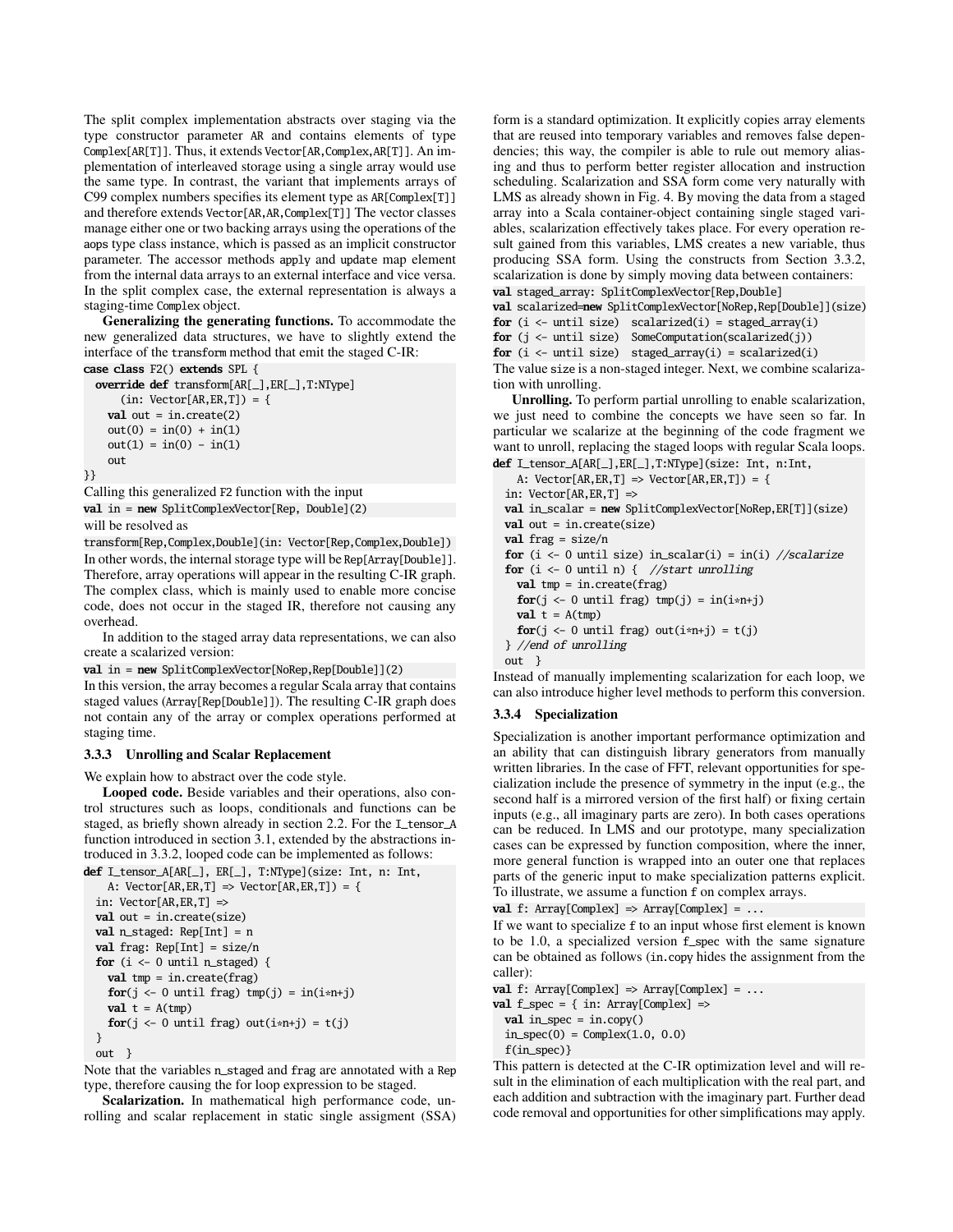The split complex implementation abstracts over staging via the type constructor parameter AR and contains elements of type Complex[AR[T]]. Thus, it extends Vector[AR,Complex,AR[T]]. An implementation of interleaved storage using a single array would use the same type. In contrast, the variant that implements arrays of C99 complex numbers specifies its element type as AR[Complex[T]] and therefore extends Vector[AR,AR,Complex[T]] The vector classes manage either one or two backing arrays using the operations of the aops type class instance, which is passed as an implicit constructor parameter. The accessor methods apply and update map element from the internal data arrays to an external interface and vice versa. In the split complex case, the external representation is always a staging-time Complex object.

**Generalizing the generating functions.** To accommodate the new generalized data structures, we have to slightly extend the interface of the transform method that emit the staged C-IR:

```
case class F2() extends SPL {
  override def transform[AR[_],ER[_],T:NType]
      (in: Vector[AR,ER,T]) = {
    val out = in.create(2)
    out(0) = in(0) + in(1)
    out(1) = in(0) - in(1)
    out
}}
```

Calling this generalized F2 function with the input

```
val in = new SplitComplexVector[Rep, Double](2)
```

will be resolved as

```
transform[Rep,Complex,Double](in: Vector[Rep,Complex,Double])
```

In other words, the internal storage type will be Rep[Array[Double]]. Therefore, array operations will appear in the resulting C-IR graph. The complex class, which is mainly used to enable more concise code, does not occur in the staged IR, therefore not causing any overhead.

In addition to the staged array data representations, we can also create a scalarized version:

```
val in = new SplitComplexVector[NoRep,Rep[Double]](2)
```

In this version, the array becomes a regular Scala array that contains staged values (Array[Rep[Double]]). The resulting C-IR graph does not contain any of the array or complex operations performed at staging time.

### 3.3.3 Unrolling and Scalar Replacement

We explain how to abstract over the code style.

**Looped code.** Beside variables and their operations, also control structures such as loops, conditionals and functions can be staged, as briefly shown already in section 2.2. For the I_tensor_A function introduced in section 3.1, extended by the abstractions introduced in 3.3.2, looped code can be implemented as follows:

```
def I_tensor_A[AR[_], ER[_], T:NType](size: Int, n: Int,
    A: Vector[AR,ER,T] => Vector[AR,ER,T]) = {
  in: Vector[AR,ER,T] =>
  val out = in.create(size)
  val n_staged: Rep[Int] = n
  val frag: Rep[Int] = size/n
  for (i <- 0 until n_staged) {
    val tmp = in.create(frag)
    for(j <- 0 until frag) tmp(j) = in(i*n+j)
    val t = A(tmp)
    for(j <- 0 until frag) out(i*n+j) = t(j)
  }
  out  }
```

Note that the variables n_staged and frag are annotated with a Rep type, therefore causing the for loop expression to be staged.

**Scalarization.** In mathematical high performance code, unrolling and scalar replacement in static single assigment (SSA) form is a standard optimization. It explicitly copies array elements that are reused into temporary variables and removes false dependencies; this way, the compiler is able to rule out memory aliasing and thus to perform better register allocation and instruction scheduling. Scalarization and SSA form come very naturally with LMS as already shown in Fig. 4. By moving the data from a staged array into a Scala container-object containing single staged variables, scalarization effectively takes place. For every operation result gained from this variables, LMS creates a new variable, thus producing SSA form. Using the constructs from Section 3.3.2, scalarization is done by simply moving data between containers:

```
val staged_array: SplitComplexVector[Rep,Double]
val scalarized=new SplitComplexVector[NoRep,Rep[Double]](size)
for (i <- until size)  scalarized(i) = staged_array(i)
for (j <- until size)  SomeComputation(scalarized(j))
for (i <- until size)  staged_array(i) = scalarized(i)
```

The value size is a non-staged integer. Next, we combine scalarization with unrolling.

**Unrolling.** To perform partial unrolling to enable scalarization, we just need to combine the concepts we have seen so far. In particular we scalarize at the beginning of the code fragment we want to unroll, replacing the staged loops with regular Scala loops.

```
def I_tensor_A[AR[_],ER[_],T:NType](size: Int, n:Int,
    A: Vector[AR,ER,T] => Vector[AR,ER,T]) = {
  in: Vector[AR,ER,T] =>
  val in_scalar = new SplitComplexVector[NoRep,ER[T]](size)
  val out = in.create(size)
  val frag = size/n
  for (i <- 0 until size) in_scalar(i) = in(i) //scalarize
  for (i <- 0 until n) {  //start unrolling
    val tmp = in.create(frag)
    for(j <- 0 until frag) tmp(j) = in(i*n+j)
    val t = A(tmp)
    for(j <- 0 until frag) out(i*n+j) = t(j)
  } //end of unrolling
  out  }
```

Instead of manually implementing scalarization for each loop, we can also introduce higher level methods to perform this conversion.

### 3.3.4 Specialization

Specialization is another important performance optimization and an ability that can distinguish library generators from manually written libraries. In the case of FFT, relevant opportunities for specialization include the presence of symmetry in the input (e.g., the second half is a mirrored version of the first half) or fixing certain inputs (e.g., all imaginary parts are zero). In both cases operations can be reduced. In LMS and our prototype, many specialization cases can be expressed by function composition, where the inner, more general function is wrapped into an outer one that replaces parts of the generic input to make specialization patterns explicit. To illustrate, we assume a function f on complex arrays.

```
val f: Array[Complex] => Array[Complex] = ...
```

If we want to specialize f to an input whose first element is known to be 1.0, a specialized version f_spec with the same signature can be obtained as follows (in.copy hides the assignment from the caller):

```
val f: Array[Complex] => Array[Complex] = ...
val f_spec = { in: Array[Complex] =>
  val in_spec = in.copy()
  in_spec(0) = Complex(1.0, 0.0)
  f(in_spec)}
```

This pattern is detected at the C-IR optimization level and will result in the elimination of each multiplication with the real part, and each addition and subtraction with the imaginary part. Further dead code removal and opportunities for other simplifications may apply.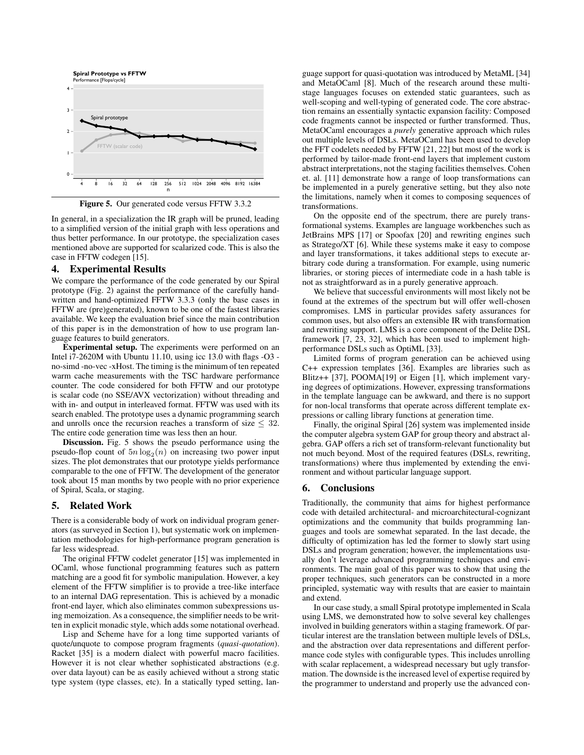**Spiral Prototype vs FFTW**
Performance [Flops/cycle]

**Figure 5.** Our generated code versus FFTW 3.3.2

In general, in a specialization the IR graph will be pruned, leading to a simplified version of the initial graph with less operations and thus better performance. In our prototype, the specialization cases mentioned above are supported for scalarized code. This is also the case in FFTW codegen [15].

## 4. Experimental Results

We compare the performance of the code generated by our Spiral prototype (Fig. 2) against the performance of the carefully handwritten and hand-optimized FFTW 3.3.3 (only the base cases in FFTW are (pre)generated), known to be one of the fastest libraries available. We keep the evaluation brief since the main contribution of this paper is in the demonstration of how to use program language features to build generators.

**Experimental setup.** The experiments were performed on an Intel i7-2620M with Ubuntu 11.10, using icc 13.0 with flags -O3 -no-simd -no-vec -xHost. The timing is the minimum of ten repeated warm cache measurements with the TSC hardware performance counter. The code considered for both FFTW and our prototype is scalar code (no SSE/AVX vectorization) without threading and with in- and output in interleaved format. FFTW was used with its search enabled. The prototype uses a dynamic programming search and unrolls once the recursion reaches a transform of size $\leq 32$. The entire code generation time was less then an hour.

**Discussion.** Fig. 5 shows the pseudo performance using the pseudo-flop count of $5n \log_2(n)$ on increasing two power input sizes. The plot demonstrates that our prototype yields performance comparable to the one of FFTW. The development of the generator took about 15 man months by two people with no prior experience of Spiral, Scala, or staging.

## 5. Related Work

There is a considerable body of work on individual program generators (as surveyed in Section 1), but systematic work on implementation methodologies for high-performance program generation is far less widespread.

The original FFTW codelet generator [15] was implemented in OCaml, whose functional programming features such as pattern matching are a good fit for symbolic manipulation. However, a key element of the FFTW simplifier is to provide a tree-like interface to an internal DAG representation. This is achieved by a monadic front-end layer, which also eliminates common subexpressions using memoization. As a consequence, the simplifier needs to be written in explicit monadic style, which adds some notational overhead.

Lisp and Scheme have for a long time supported variants of quote/unquote to compose program fragments (*quasi-quotation*). Racket [35] is a modern dialect with powerful macro facilities. However it is not clear whether sophisticated abstractions (e.g. over data layout) can be as easily achieved without a strong static type system (type classes, etc). In a statically typed setting, language support for quasi-quotation was introduced by MetaML [34] and MetaOCaml [8]. Much of the research around these multi-stage languages focuses on extended static guarantees, such as well-scoping and well-typing of generated code. The core abstraction remains an essentially syntactic expansion facility: Composed code fragments cannot be inspected or further transformed. Thus, MetaOCaml encourages a *purely* generative approach which rules out multiple levels of DSLs. MetaOCaml has been used to develop the FFT codelets needed by FFTW [21, 22] but most of the work is performed by tailor-made front-end layers that implement custom abstract interpretations, not the staging facilities themselves. Cohen et. al. [11] demonstrate how a range of loop transformations can be implemented in a purely generative setting, but they also note the limitations, namely when it comes to composing sequences of transformations.

On the opposite end of the spectrum, there are purely transformational systems. Examples are language workbenches such as JetBrains MPS [17] or Spoofax [20] and rewriting engines such as Stratego/XT [6]. While these systems make it easy to compose and layer transformations, it takes additional steps to execute arbitrary code during a transformation. For example, using numeric libraries, or storing pieces of intermediate code in a hash table is not as straightforward as in a purely generative approach.

We believe that successful environments will most likely not be found at the extremes of the spectrum but will offer well-chosen compromises. LMS in particular provides safety assurances for common uses, but also offers an extensible IR with transformation and rewriting support. LMS is a core component of the Delite DSL framework [7, 23, 32], which has been used to implement high-performance DSLs such as OptiML [33].

Limited forms of program generation can be achieved using C++ expression templates [36]. Examples are libraries such as Blitz++ [37], POOMA[19] or Eigen [1], which implement varying degrees of optimizations. However, expressing transformations in the template language can be awkward, and there is no support for non-local transforms that operate across different template expressions or calling library functions at generation time.

Finally, the original Spiral [26] system was implemented inside the computer algebra system GAP for group theory and abstract algebra. GAP offers a rich set of transform-relevant functionality but not much beyond. Most of the required features (DSLs, rewriting, transformations) where thus implemented by extending the environment and without particular language support.

## 6. Conclusions

Traditionally, the community that aims for highest performance code with detailed architectural- and microarchitectural-cognizant optimizations and the community that builds programming languages and tools are somewhat separated. In the last decade, the difficulty of optimization has led the former to slowly start using DSLs and program generation; however, the implementations usually don't leverage advanced programming techniques and environments. The main goal of this paper was to show that using the proper techniques, such generators can be constructed in a more principled, systematic way with results that are easier to maintain and extend.

In our case study, a small Spiral prototype implemented in Scala using LMS, we demonstrated how to solve several key challenges involved in building generators within a staging framework. Of particular interest are the translation between multiple levels of DSLs, and the abstraction over data representations and different performance code styles with configurable types. This includes unrolling with scalar replacement, a widespread necessary but ugly transformation. The downside is the increased level of expertise required by the programmer to understand and properly use the advanced con-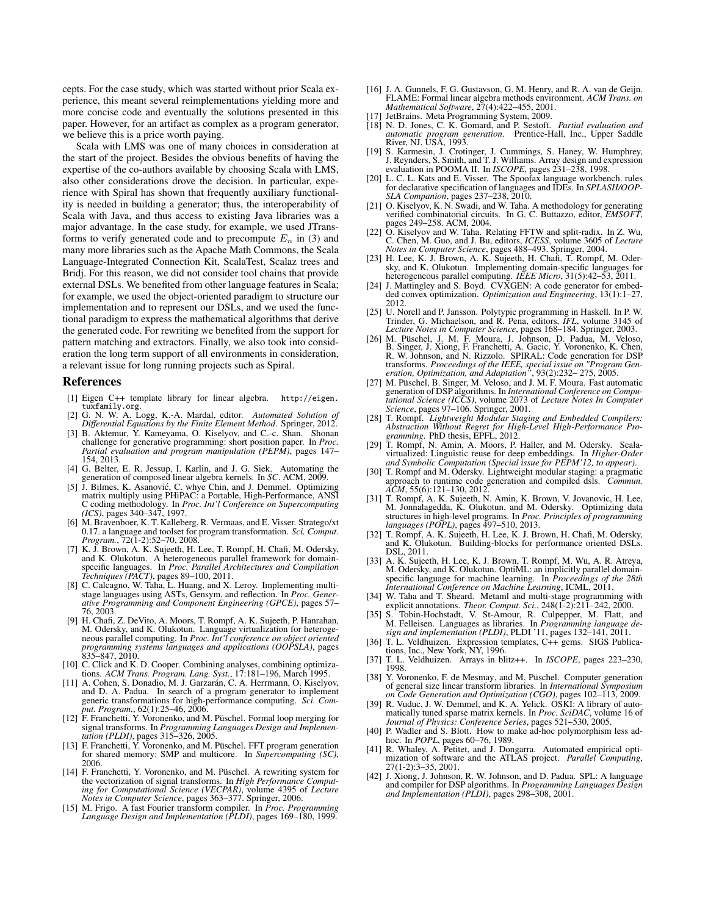cepts. For the case study, which was started without prior Scala experience, this meant several reimplementations yielding more and more concise code and eventually the solutions presented in this paper. However, for an artifact as complex as a program generator, we believe this is a price worth paying.

Scala with LMS was one of many choices in consideration at the start of the project. Besides the obvious benefits of having the expertise of the co-authors available by choosing Scala with LMS, also other considerations drove the decision. In particular, experience with Spiral has shown that frequently auxiliary functionality is needed in building a generator; thus, the interoperability of Scala with Java, and thus access to existing Java libraries was a major advantage. In the case study, for example, we used JTransforms to verify generated code and to precompute $E_n$ in (3) and many more libraries such as the Apache Math Commons, the Scala Language-Integrated Connection Kit, ScalaTest, Scalaz trees and Bridj. For this reason, we did not consider tool chains that provide external DSLs. We benefited from other language features in Scala; for example, we used the object-oriented paradigm to structure our implementation and to represent our DSLs, and we used the functional paradigm to express the mathematical algorithms that derive the generated code. For rewriting we benefited from the support for pattern matching and extractors. Finally, we also took into consideration the long term support of all environments in consideration, a relevant issue for long running projects such as Spiral.

## References

[1] Eigen C++ template library for linear algebra. http://eigen.tuxfamily.org.

[2] G. N. W. A. Logg, K.-A. Mardal, editor. *Automated Solution of Differential Equations by the Finite Element Method*. Springer, 2012.

[3] B. Aktemur, Y. Kameyama, O. Kiselyov, and C.-c. Shan. Shonan challenge for generative programming: short position paper. In *Proc. Partial evaluation and program manipulation (PEPM)*, pages 147–154, 2013.

[4] G. Belter, E. R. Jessup, I. Karlin, and J. G. Siek. Automating the generation of composed linear algebra kernels. In *SC*. ACM, 2009.

[5] J. Bilmes, K. Asanović, C. whye Chin, and J. Demmel. Optimizing matrix multiply using PHiPAC: a Portable, High-Performance, ANSI C coding methodology. In *Proc. Int'l Conference on Supercomputing (ICS)*, pages 340–347, 1997.

[6] M. Bravenboer, K. T. Kalleberg, R. Vermaas, and E. Visser. Stratego/xt 0.17. a language and toolset for program transformation. *Sci. Comput. Program.*, 72(1-2):52–70, 2008.

[7] K. J. Brown, A. K. Sujeeth, H. Lee, T. Rompf, H. Chafi, M. Odersky, and K. Olukotun. A heterogeneous parallel framework for domain-specific languages. In *Proc. Parallel Architectures and Compilation Techniques (PACT)*, pages 89–100, 2011.

[8] C. Calcagno, W. Taha, L. Huang, and X. Leroy. Implementing multi-stage languages using ASTs, Gensym, and reflection. In *Proc. Generative Programming and Component Engineering (GPCE)*, pages 57–76, 2003.

[9] H. Chafi, Z. DeVito, A. Moors, T. Rompf, A. K. Sujeeth, P. Hanrahan, M. Odersky, and K. Olukotun. Language virtualization for heterogeneous parallel computing. In *Proc. Int'l conference on object oriented programming systems languages and applications (OOPSLA)*, pages 835–847, 2010.

[10] C. Click and K. D. Cooper. Combining analyses, combining optimizations. *ACM Trans. Program. Lang. Syst.*, 17:181–196, March 1995.

[11] A. Cohen, S. Donadio, M. J. Garzarán, C. A. Herrmann, O. Kiselyov, and D. A. Padua. In search of a program generator to implement generic transformations for high-performance computing. *Sci. Comput. Program.*, 62(1):25–46, 2006.

[12] F. Franchetti, Y. Voronenko, and M. Püschel. Formal loop merging for signal transforms. In *Programming Languages Design and Implementation (PLDI)*, pages 315–326, 2005.

[13] F. Franchetti, Y. Voronenko, and M. Püschel. FFT program generation for shared memory: SMP and multicore. In *Supercomputing (SC)*, 2006.

[14] F. Franchetti, Y. Voronenko, and M. Püschel. A rewriting system for the vectorization of signal transforms. In *High Performance Computing for Computational Science (VECPAR)*, volume 4395 of *Lecture Notes in Computer Science*, pages 363–377. Springer, 2006.

[15] M. Frigo. A fast Fourier transform compiler. In *Proc. Programming Language Design and Implementation (PLDI)*, pages 169–180, 1999.

[16] J. A. Gunnels, F. G. Gustavson, G. M. Henry, and R. A. van de Geijn. FLAME: Formal linear algebra methods environment. *ACM Trans. on Mathematical Software*, 27(4):422–455, 2001.

[17] JetBrains. Meta Programming System, 2009.

[18] N. D. Jones, C. K. Gomard, and P. Sestoft. *Partial evaluation and automatic program generation*. Prentice-Hall, Inc., Upper Saddle River, NJ, USA, 1993.

[19] S. Karmesin, J. Crotinger, J. Cummings, S. Haney, W. Humphrey, J. Reynders, S. Smith, and T. J. Williams. Array design and expression evaluation in POOMA II. In *ISCOPE*, pages 231–238, 1998.

[20] L. C. L. Kats and E. Visser. The Spoofax language workbench. rules for declarative specification of languages and IDEs. In *SPLASH/OOPSLA Companion*, pages 237–238, 2010.

[21] O. Kiselyov, K. N. Swadi, and W. Taha. A methodology for generating verified combinatorial circuits. In G. C. Buttazzo, editor, *EMSOFT*, pages 249–258. ACM, 2004.

[22] O. Kiselyov and W. Taha. Relating FFTW and split-radix. In Z. Wu, C. Chen, M. Guo, and J. Bu, editors, *ICESS*, volume 3605 of *Lecture Notes in Computer Science*, pages 488–493. Springer, 2004.

[23] H. Lee, K. J. Brown, A. K. Sujeeth, H. Chafi, T. Rompf, M. Odersky, and K. Olukotun. Implementing domain-specific languages for heterogeneous parallel computing. *IEEE Micro*, 31(5):42–53, 2011.

[24] J. Mattingley and S. Boyd. CVXGEN: A code generator for embedded convex optimization. *Optimization and Engineering*, 13(1):1–27, 2012.

[25] U. Norell and P. Jansson. Polytypic programming in Haskell. In P. W. Trinder, G. Michaelson, and R. Pena, editors, *IFL*, volume 3145 of *Lecture Notes in Computer Science*, pages 168–184. Springer, 2003.

[26] M. Püschel, J. M. F. Moura, J. Johnson, D. Padua, M. Veloso, B. Singer, J. Xiong, F. Franchetti, A. Gacic, Y. Voronenko, K. Chen, R. W. Johnson, and N. Rizzolo. SPIRAL: Code generation for DSP transforms. *Proceedings of the IEEE, special issue on "Program Generation, Optimization, and Adaptation"*, 93(2):232– 275, 2005.

[27] M. Püschel, B. Singer, M. Veloso, and J. M. F. Moura. Fast automatic generation of DSP algorithms. In *International Conference on Computational Science (ICCS)*, volume 2073 of *Lecture Notes In Computer Science*, pages 97–106. Springer, 2001.

[28] T. Rompf. *Lightweight Modular Staging and Embedded Compilers: Abstraction Without Regret for High-Level High-Performance Programming*. PhD thesis, EPFL, 2012.

[29] T. Rompf, N. Amin, A. Moors, P. Haller, and M. Odersky. Scala-virtualized: Linguistic reuse for deep embeddings. In *Higher-Order and Symbolic Computation (Special issue for PEPM'12, to appear)*.

[30] T. Rompf and M. Odersky. Lightweight modular staging: a pragmatic approach to runtime code generation and compiled dsls. *Commun. ACM*, 55(6):121–130, 2012.

[31] T. Rompf, A. K. Sujeeth, N. Amin, K. Brown, V. Jovanovic, H. Lee, M. Jonnalagedda, K. Olukotun, and M. Odersky. Optimizing data structures in high-level programs. In *Proc. Principles of programming languages (POPL)*, pages 497–510, 2013.

[32] T. Rompf, A. K. Sujeeth, H. Lee, K. J. Brown, H. Chafi, M. Odersky, and K. Olukotun. Building-blocks for performance oriented DSLs. DSL, 2011.

[33] A. K. Sujeeth, H. Lee, K. J. Brown, T. Rompf, M. Wu, A. R. Atreya, M. Odersky, and K. Olukotun. OptiML: an implicitly parallel domain-specific language for machine learning. In *Proceedings of the 28th International Conference on Machine Learning*, ICML, 2011.

[34] W. Taha and T. Sheard. Metaml and multi-stage programming with explicit annotations. *Theor. Comput. Sci.*, 248(1-2):211–242, 2000.

[35] S. Tobin-Hochstadt, V. St-Amour, R. Culpepper, M. Flatt, and M. Felleisen. Languages as libraries. In *Programming language design and implementation (PLDI)*, PLDI '11, pages 132–141, 2011.

[36] T. L. Veldhuizen. Expression templates, C++ gems. SIGS Publications, Inc., New York, NY, 1996.

[37] T. L. Veldhuizen. Arrays in blitz++. In *ISCOPE*, pages 223–230, 1998.

[38] Y. Voronenko, F. de Mesmay, and M. Püschel. Computer generation of general size linear transform libraries. In *International Symposium on Code Generation and Optimization (CGO)*, pages 102–113, 2009.

[39] R. Vuduc, J. W. Demmel, and K. A. Yelick. OSKI: A library of automatically tuned sparse matrix kernels. In *Proc. SciDAC*, volume 16 of *Journal of Physics: Conference Series*, pages 521–530, 2005.

[40] P. Wadler and S. Blott. How to make ad-hoc polymorphism less ad-hoc. In *POPL*, pages 60–76, 1989.

[41] R. Whaley, A. Petitet, and J. Dongarra. Automated empirical optimization of software and the ATLAS project. *Parallel Computing*, 27(1-2):3–35, 2001.

[42] J. Xiong, J. Johnson, R. W. Johnson, and D. Padua. SPL: A language and compiler for DSP algorithms. In *Programming Languages Design and Implementation (PLDI)*, pages 298–308, 2001.